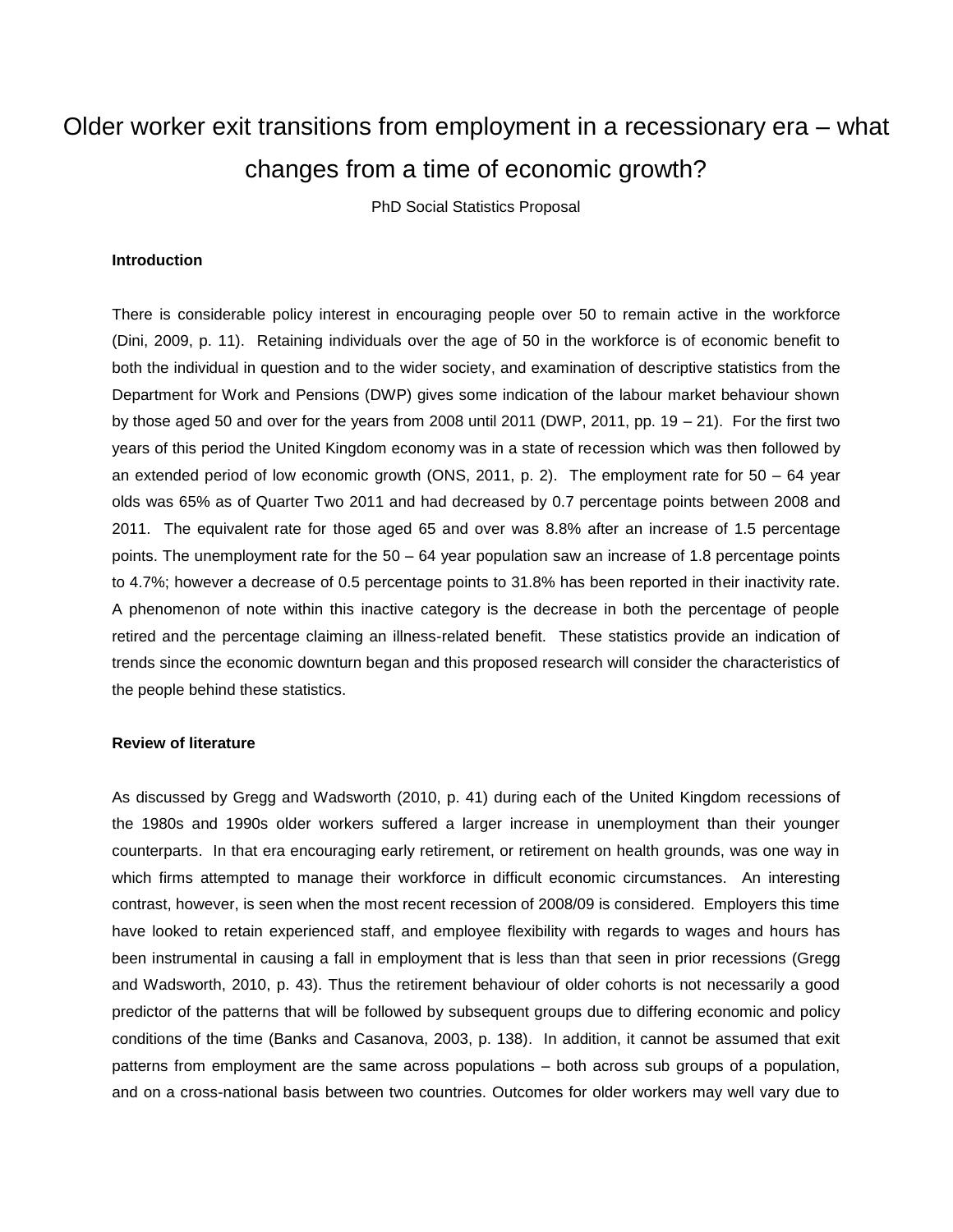# Older worker exit transitions from employment in a recessionary era – what changes from a time of economic growth?

PhD Social Statistics Proposal

## Introduction

There is considerable policy interest in encouraging people over 50 to remain active in the workforce (Dini, 2009, p. 11). Retaining individuals over the age of 50 in the workforce is of economic benefit to both the individual in question and to the wider society, and examination of descriptive statistics from the Department for Work and Pensions (DWP) gives some indication of the labour market behaviour shown by those aged 50 and over for the years from 2008 until 2011 (DWP, 2011, pp. 19 – 21). For the first two years of this period the United Kingdom economy was in a state of recession which was then followed by an extended period of low economic growth (ONS, 2011, p. 2). The employment rate for 50 – 64 year olds was 65% as of Quarter Two 2011 and had decreased by 0.7 percentage points between 2008 and 2011. The equivalent rate for those aged 65 and over was 8.8% after an increase of 1.5 percentage points. The unemployment rate for the 50 – 64 year population saw an increase of 1.8 percentage points to 4.7%; however a decrease of 0.5 percentage points to 31.8% has been reported in their inactivity rate. A phenomenon of note within this inactive category is the decrease in both the percentage of people retired and the percentage claiming an illness-related benefit. These statistics provide an indication of trends since the economic downturn began and this proposed research will consider the characteristics of the people behind these statistics.

## Review of literature

As discussed by Gregg and Wadsworth (2010, p. 41) during each of the United Kingdom recessions of the 1980s and 1990s older workers suffered a larger increase in unemployment than their younger counterparts. In that era encouraging early retirement, or retirement on health grounds, was one way in which firms attempted to manage their workforce in difficult economic circumstances. An interesting contrast, however, is seen when the most recent recession of 2008/09 is considered. Employers this time have looked to retain experienced staff, and employee flexibility with regards to wages and hours has been instrumental in causing a fall in employment that is less than that seen in prior recessions (Gregg and Wadsworth, 2010, p. 43). Thus the retirement behaviour of older cohorts is not necessarily a good predictor of the patterns that will be followed by subsequent groups due to differing economic and policy conditions of the time (Banks and Casanova, 2003, p. 138). In addition, it cannot be assumed that exit patterns from employment are the same across populations – both across sub groups of a population, and on a cross-national basis between two countries. Outcomes for older workers may well vary due to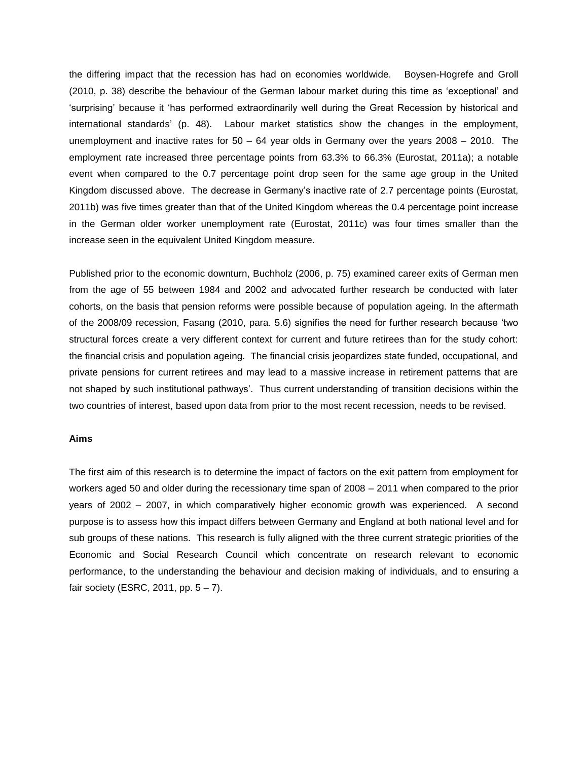the differing impact that the recession has had on economies worldwide. Boysen-Hogrefe and Groll (2010, p. 38) describe the behaviour of the German labour market during this time as 'exceptional' and 'surprising' because it 'has performed extraordinarily well during the Great Recession by historical and international standards' (p. 48). Labour market statistics show the changes in the employment, unemployment and inactive rates for 50 – 64 year olds in Germany over the years 2008 – 2010. The employment rate increased three percentage points from 63.3% to 66.3% (Eurostat, 2011a); a notable event when compared to the 0.7 percentage point drop seen for the same age group in the United Kingdom discussed above. The decrease in Germany's inactive rate of 2.7 percentage points (Eurostat, 2011b) was five times greater than that of the United Kingdom whereas the 0.4 percentage point increase in the German older worker unemployment rate (Eurostat, 2011c) was four times smaller than the increase seen in the equivalent United Kingdom measure.

Published prior to the economic downturn, Buchholz (2006, p. 75) examined career exits of German men from the age of 55 between 1984 and 2002 and advocated further research be conducted with later cohorts, on the basis that pension reforms were possible because of population ageing. In the aftermath of the 2008/09 recession, Fasang (2010, para. 5.6) signifies the need for further research because 'two structural forces create a very different context for current and future retirees than for the study cohort: the financial crisis and population ageing. The financial crisis jeopardizes state funded, occupational, and private pensions for current retirees and may lead to a massive increase in retirement patterns that are not shaped by such institutional pathways'. Thus current understanding of transition decisions within the two countries of interest, based upon data from prior to the most recent recession, needs to be revised.

**Aims**

The first aim of this research is to determine the impact of factors on the exit pattern from employment for workers aged 50 and older during the recessionary time span of 2008 – 2011 when compared to the prior years of 2002 – 2007, in which comparatively higher economic growth was experienced. A second purpose is to assess how this impact differs between Germany and England at both national level and for sub groups of these nations. This research is fully aligned with the three current strategic priorities of the Economic and Social Research Council which concentrate on research relevant to economic performance, to the understanding the behaviour and decision making of individuals, and to ensuring a fair society (ESRC, 2011, pp. 5 – 7).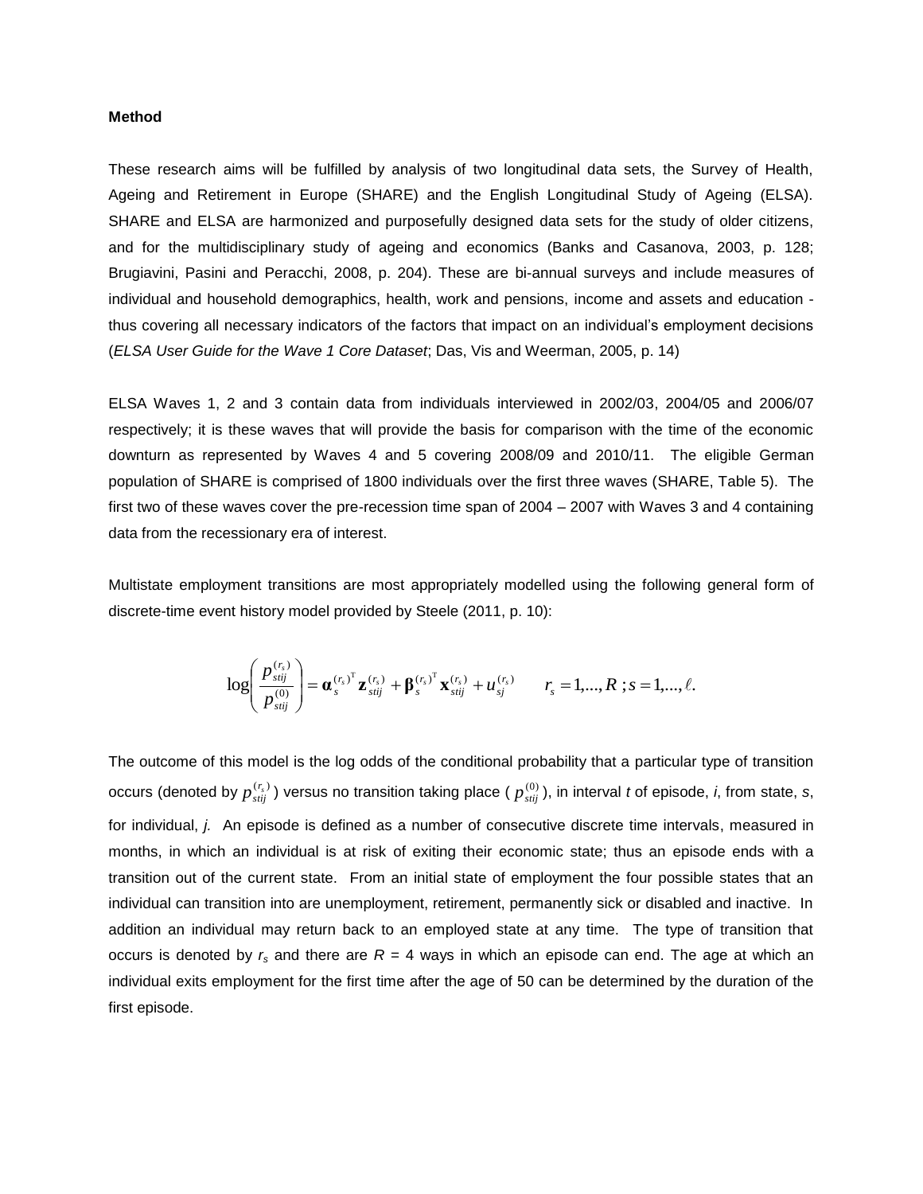**Method**

These research aims will be fulfilled by analysis of two longitudinal data sets, the Survey of Health, Ageing and Retirement in Europe (SHARE) and the English Longitudinal Study of Ageing (ELSA). SHARE and ELSA are harmonized and purposefully designed data sets for the study of older citizens, and for the multidisciplinary study of ageing and economics (Banks and Casanova, 2003, p. 128; Brugiavini, Pasini and Peracchi, 2008, p. 204). These are bi-annual surveys and include measures of individual and household demographics, health, work and pensions, income and assets and education - thus covering all necessary indicators of the factors that impact on an individual's employment decisions (*ELSA User Guide for the Wave 1 Core Dataset*; Das, Vis and Weerman, 2005, p. 14)

ELSA Waves 1, 2 and 3 contain data from individuals interviewed in 2002/03, 2004/05 and 2006/07 respectively; it is these waves that will provide the basis for comparison with the time of the economic downturn as represented by Waves 4 and 5 covering 2008/09 and 2010/11. The eligible German population of SHARE is comprised of 1800 individuals over the first three waves (SHARE, Table 5). The first two of these waves cover the pre-recession time span of 2004 – 2007 with Waves 3 and 4 containing data from the recessionary era of interest.

Multistate employment transitions are most appropriately modelled using the following general form of discrete-time event history model provided by Steele (2011, p. 10):

$$\log\left(\frac{p_{stij}^{(r_s)}}{p_{stij}^{(0)}}\right) = \boldsymbol{\alpha}_s^{(r_s)^{\mathrm{T}}} \mathbf{z}_{stij}^{(r_s)} + \boldsymbol{\beta}_s^{(r_s)^{\mathrm{T}}} \mathbf{x}_{stij}^{(r_s)} + u_{sj}^{(r_s)} \qquad r_s = 1,\ldots,R\,;\, s = 1,\ldots,\ell.$$

The outcome of this model is the log odds of the conditional probability that a particular type of transition occurs (denoted by $p_{stij}^{(r_s)}$) versus no transition taking place ($p_{stij}^{(0)}$), in interval *t* of episode, *i*, from state, *s*, for individual, *j.* An episode is defined as a number of consecutive discrete time intervals, measured in months, in which an individual is at risk of exiting their economic state; thus an episode ends with a transition out of the current state. From an initial state of employment the four possible states that an individual can transition into are unemployment, retirement, permanently sick or disabled and inactive. In addition an individual may return back to an employed state at any time. The type of transition that occurs is denoted by $r_s$ and there are $R$ = 4 ways in which an episode can end. The age at which an individual exits employment for the first time after the age of 50 can be determined by the duration of the first episode.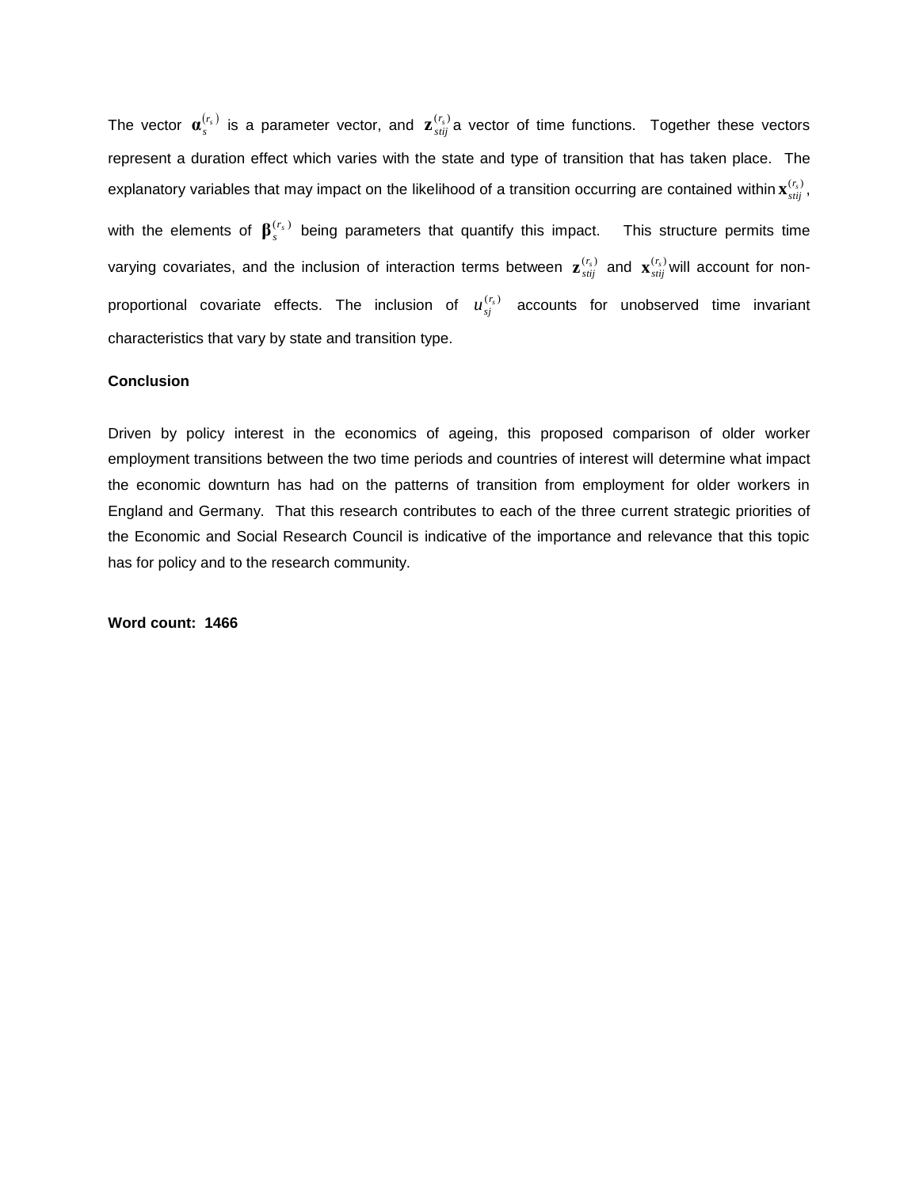The vector $\boldsymbol{\alpha}_s^{(r_s)}$ is a parameter vector, and $\mathbf{z}_{stij}^{(r_s)}$ a vector of time functions. Together these vectors represent a duration effect which varies with the state and type of transition that has taken place. The explanatory variables that may impact on the likelihood of a transition occurring are contained within $\mathbf{x}_{stij}^{(r_s)}$, with the elements of $\boldsymbol{\beta}_s^{(r_s)}$ being parameters that quantify this impact. This structure permits time varying covariates, and the inclusion of interaction terms between $\mathbf{z}_{stij}^{(r_s)}$ and $\mathbf{x}_{stij}^{(r_s)}$ will account for non-proportional covariate effects. The inclusion of $u_{sj}^{(r_s)}$ accounts for unobserved time invariant characteristics that vary by state and transition type.

**Conclusion**

Driven by policy interest in the economics of ageing, this proposed comparison of older worker employment transitions between the two time periods and countries of interest will determine what impact the economic downturn has had on the patterns of transition from employment for older workers in England and Germany. That this research contributes to each of the three current strategic priorities of the Economic and Social Research Council is indicative of the importance and relevance that this topic has for policy and to the research community.

**Word count: 1466**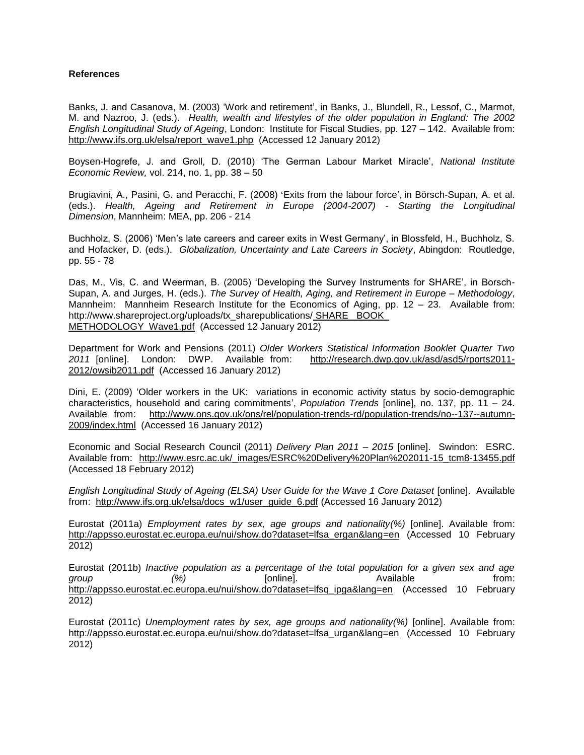**References**

Banks, J. and Casanova, M. (2003) 'Work and retirement', in Banks, J., Blundell, R., Lessof, C., Marmot, M. and Nazroo, J. (eds.). *Health, wealth and lifestyles of the older population in England: The 2002 English Longitudinal Study of Ageing*, London: Institute for Fiscal Studies, pp. 127 – 142. Available from: http://www.ifs.org.uk/elsa/report_wave1.php (Accessed 12 January 2012)

Boysen-Hogrefe, J. and Groll, D. (2010) 'The German Labour Market Miracle', *National Institute Economic Review,* vol. 214, no. 1, pp. 38 – 50

Brugiavini, A., Pasini, G. and Peracchi, F. (2008) 'Exits from the labour force', in Börsch-Supan, A. et al. (eds.). *Health, Ageing and Retirement in Europe (2004-2007) - Starting the Longitudinal Dimension*, Mannheim: MEA, pp. 206 - 214

Buchholz, S. (2006) 'Men's late careers and career exits in West Germany', in Blossfeld, H., Buchholz, S. and Hofacker, D. (eds.). *Globalization, Uncertainty and Late Careers in Society*, Abingdon: Routledge, pp. 55 - 78

Das, M., Vis, C. and Weerman, B. (2005) 'Developing the Survey Instruments for SHARE', in Borsch-Supan, A. and Jurges, H. (eds.). *The Survey of Health, Aging, and Retirement in Europe – Methodology*, Mannheim: Mannheim Research Institute for the Economics of Aging, pp. 12 – 23. Available from: http://www.shareproject.org/uploads/tx_sharepublications/ SHARE_ BOOK_ METHODOLOGY_Wave1.pdf (Accessed 12 January 2012)

Department for Work and Pensions (2011) *Older Workers Statistical Information Booklet Quarter Two 2011* [online]. London: DWP. Available from: http://research.dwp.gov.uk/asd/asd5/rports2011-2012/owsib2011.pdf (Accessed 16 January 2012)

Dini, E. (2009) 'Older workers in the UK: variations in economic activity status by socio-demographic characteristics, household and caring commitments', *Population Trends* [online], no. 137, pp. 11 – 24. Available from: http://www.ons.gov.uk/ons/rel/population-trends-rd/population-trends/no--137--autumn-2009/index.html (Accessed 16 January 2012)

Economic and Social Research Council (2011) *Delivery Plan 2011 – 2015* [online]. Swindon: ESRC. Available from: http://www.esrc.ac.uk/_images/ESRC%20Delivery%20Plan%202011-15_tcm8-13455.pdf (Accessed 18 February 2012)

*English Longitudinal Study of Ageing (ELSA) User Guide for the Wave 1 Core Dataset* [online]. Available from: http://www.ifs.org.uk/elsa/docs_w1/user_guide_6.pdf (Accessed 16 January 2012)

Eurostat (2011a) *Employment rates by sex, age groups and nationality(%)* [online]. Available from: http://appsso.eurostat.ec.europa.eu/nui/show.do?dataset=lfsa_ergan&lang=en (Accessed 10 February 2012)

Eurostat (2011b) *Inactive population as a percentage of the total population for a given sex and age group (%)* [online]. Available from: http://appsso.eurostat.ec.europa.eu/nui/show.do?dataset=lfsq_ipga&lang=en (Accessed 10 February 2012)

Eurostat (2011c) *Unemployment rates by sex, age groups and nationality(%)* [online]. Available from: http://appsso.eurostat.ec.europa.eu/nui/show.do?dataset=lfsa_urgan&lang=en (Accessed 10 February 2012)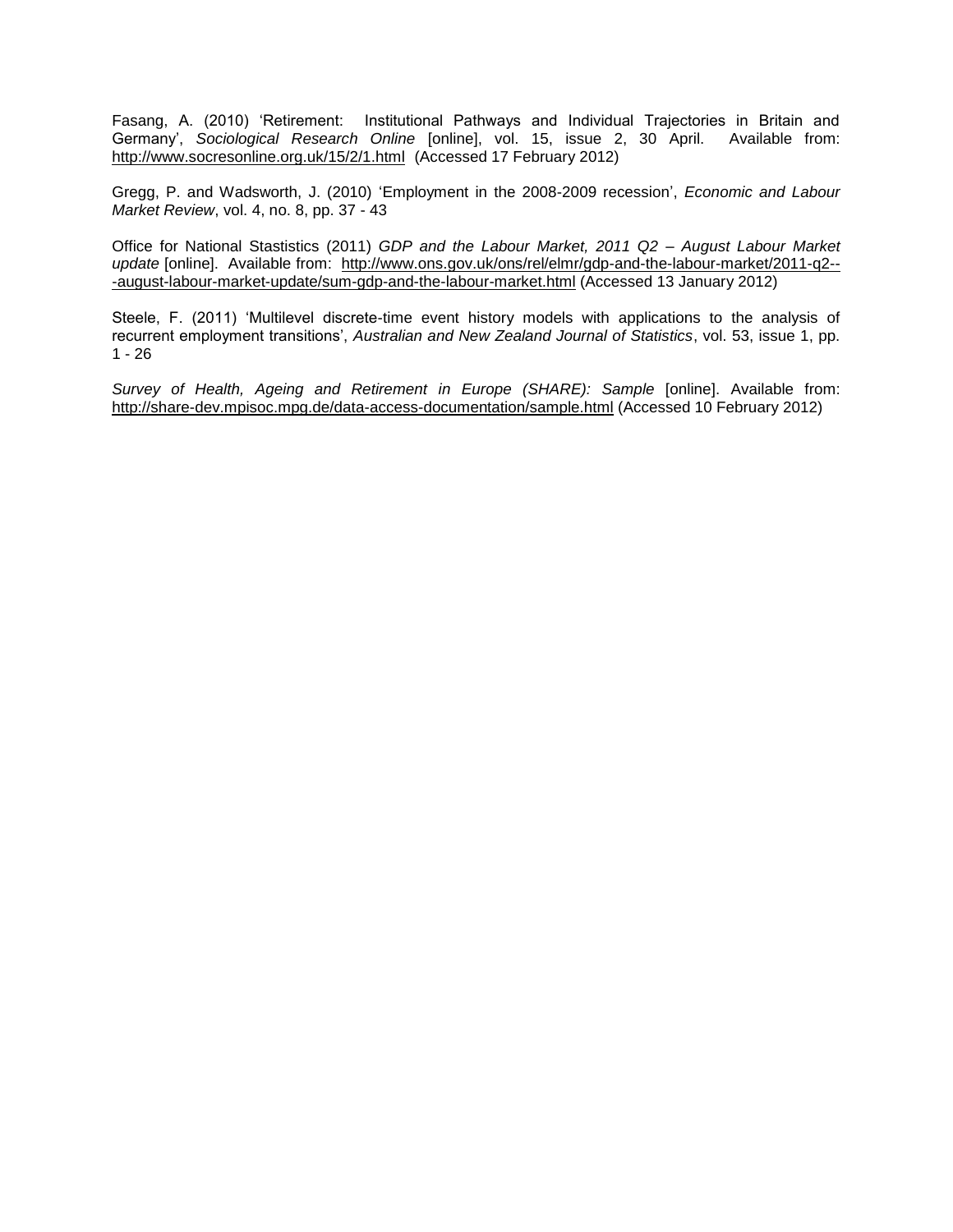Fasang, A. (2010) 'Retirement: Institutional Pathways and Individual Trajectories in Britain and Germany', *Sociological Research Online* [online], vol. 15, issue 2, 30 April. Available from: http://www.socresonline.org.uk/15/2/1.html (Accessed 17 February 2012)

Gregg, P. and Wadsworth, J. (2010) 'Employment in the 2008-2009 recession', *Economic and Labour Market Review*, vol. 4, no. 8, pp. 37 - 43

Office for National Stastistics (2011) *GDP and the Labour Market, 2011 Q2 – August Labour Market update* [online]. Available from: http://www.ons.gov.uk/ons/rel/elmr/gdp-and-the-labour-market/2011-q2---august-labour-market-update/sum-gdp-and-the-labour-market.html (Accessed 13 January 2012)

Steele, F. (2011) 'Multilevel discrete-time event history models with applications to the analysis of recurrent employment transitions', *Australian and New Zealand Journal of Statistics*, vol. 53, issue 1, pp. 1 - 26

*Survey of Health, Ageing and Retirement in Europe (SHARE): Sample* [online]. Available from: http://share-dev.mpisoc.mpg.de/data-access-documentation/sample.html (Accessed 10 February 2012)